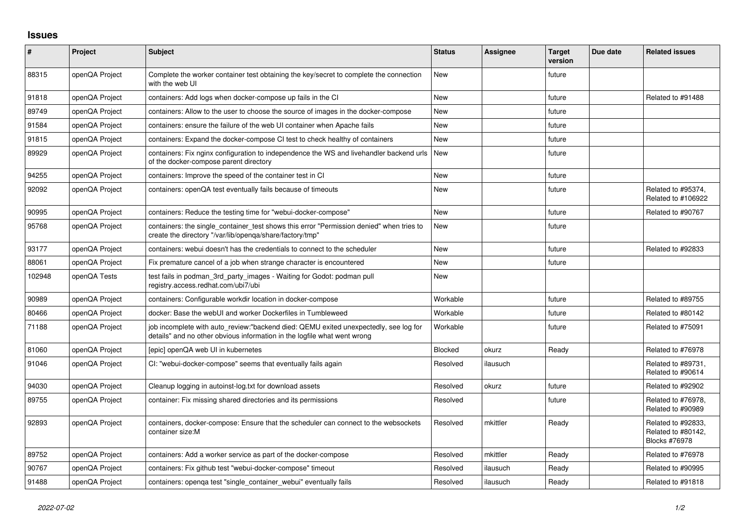# Issues

| # | Project | Subject | Status | Assignee | Target version | Due date | Related issues |
|---|---|---|---|---|---|---|---|
| 88315 | openQA Project | Complete the worker container test obtaining the key/secret to complete the connection with the web UI | New | | future | | |
| 91818 | openQA Project | containers: Add logs when docker-compose up fails in the CI | New | | future | | Related to #91488 |
| 89749 | openQA Project | containers: Allow to the user to choose the source of images in the docker-compose | New | | future | | |
| 91584 | openQA Project | containers: ensure the failure of the web UI container when Apache fails | New | | future | | |
| 91815 | openQA Project | containers: Expand the docker-compose CI test to check healthy of containers | New | | future | | |
| 89929 | openQA Project | containers: Fix nginx configuration to independence the WS and livehandler backend urls of the docker-compose parent directory | New | | future | | |
| 94255 | openQA Project | containers: Improve the speed of the container test in CI | New | | future | | |
| 92092 | openQA Project | containers: openQA test eventually fails because of timeouts | New | | future | | Related to #95374, Related to #106922 |
| 90995 | openQA Project | containers: Reduce the testing time for "webui-docker-compose" | New | | future | | Related to #90767 |
| 95768 | openQA Project | containers: the single_container_test shows this error "Permission denied" when tries to create the directory "/var/lib/openqa/share/factory/tmp" | New | | future | | |
| 93177 | openQA Project | containers: webui doesn't has the credentials to connect to the scheduler | New | | future | | Related to #92833 |
| 88061 | openQA Project | Fix premature cancel of a job when strange character is encountered | New | | future | | |
| 102948 | openQA Tests | test fails in podman_3rd_party_images - Waiting for Godot: podman pull registry.access.redhat.com/ubi7/ubi | New | | | | |
| 90989 | openQA Project | containers: Configurable workdir location in docker-compose | Workable | | future | | Related to #89755 |
| 80466 | openQA Project | docker: Base the webUI and worker Dockerfiles in Tumbleweed | Workable | | future | | Related to #80142 |
| 71188 | openQA Project | job incomplete with auto_review:"backend died: QEMU exited unexpectedly, see log for details" and no other obvious information in the logfile what went wrong | Workable | | future | | Related to #75091 |
| 81060 | openQA Project | [epic] openQA web UI in kubernetes | Blocked | okurz | Ready | | Related to #76978 |
| 91046 | openQA Project | CI: "webui-docker-compose" seems that eventually fails again | Resolved | ilausuch | | | Related to #89731, Related to #90614 |
| 94030 | openQA Project | Cleanup logging in autoinst-log.txt for download assets | Resolved | okurz | future | | Related to #92902 |
| 89755 | openQA Project | container: Fix missing shared directories and its permissions | Resolved | | future | | Related to #76978, Related to #90989 |
| 92893 | openQA Project | containers, docker-compose: Ensure that the scheduler can connect to the websockets container size:M | Resolved | mkittler | Ready | | Related to #92833, Related to #80142, Blocks #76978 |
| 89752 | openQA Project | containers: Add a worker service as part of the docker-compose | Resolved | mkittler | Ready | | Related to #76978 |
| 90767 | openQA Project | containers: Fix github test "webui-docker-compose" timeout | Resolved | ilausuch | Ready | | Related to #90995 |
| 91488 | openQA Project | containers: openqa test "single_container_webui" eventually fails | Resolved | ilausuch | Ready | | Related to #91818 |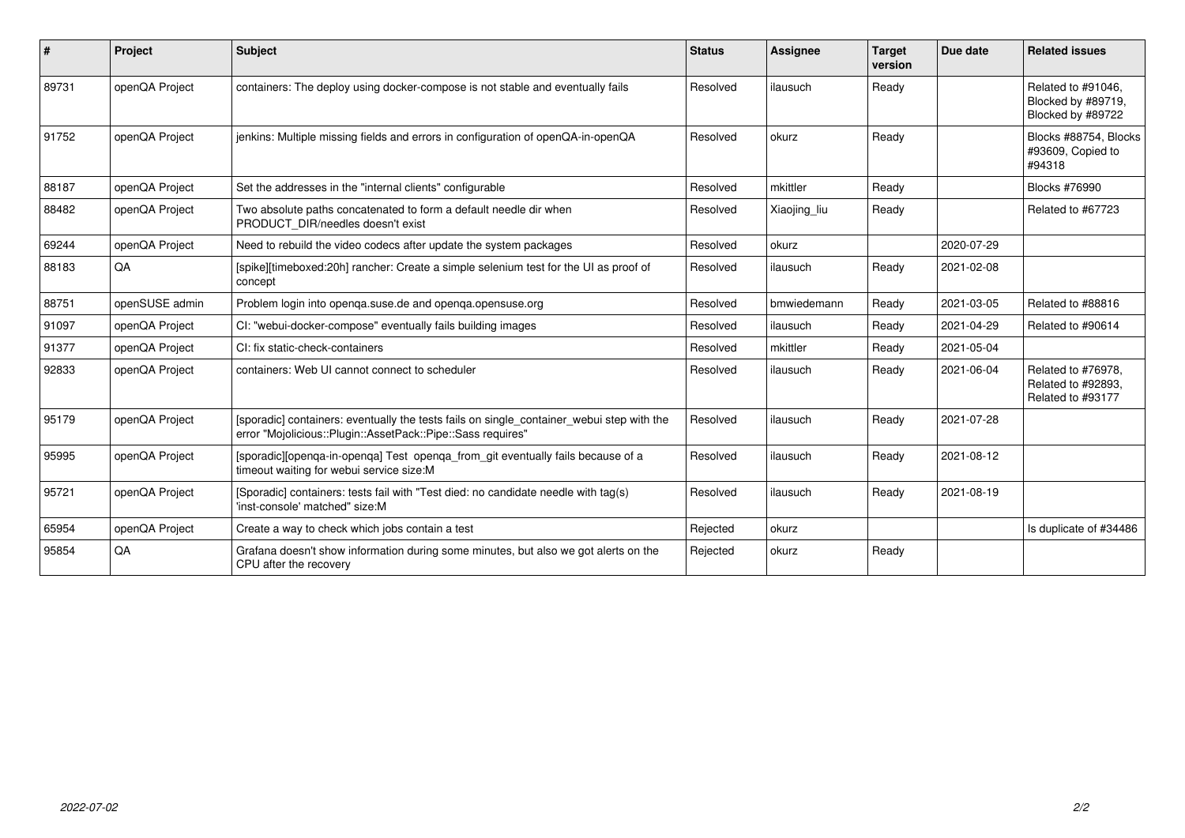| # | Project | Subject | Status | Assignee | Target version | Due date | Related issues |
|---|---|---|---|---|---|---|---|
| 89731 | openQA Project | containers: The deploy using docker-compose is not stable and eventually fails | Resolved | ilausuch | Ready | | Related to #91046, Blocked by #89719, Blocked by #89722 |
| 91752 | openQA Project | jenkins: Multiple missing fields and errors in configuration of openQA-in-openQA | Resolved | okurz | Ready | | Blocks #88754, Blocks #93609, Copied to #94318 |
| 88187 | openQA Project | Set the addresses in the "internal clients" configurable | Resolved | mkittler | Ready | | Blocks #76990 |
| 88482 | openQA Project | Two absolute paths concatenated to form a default needle dir when PRODUCT_DIR/needles doesn't exist | Resolved | Xiaojing_liu | Ready | | Related to #67723 |
| 69244 | openQA Project | Need to rebuild the video codecs after update the system packages | Resolved | okurz | | 2020-07-29 | |
| 88183 | QA | [spike][timeboxed:20h] rancher: Create a simple selenium test for the UI as proof of concept | Resolved | ilausuch | Ready | 2021-02-08 | |
| 88751 | openSUSE admin | Problem login into openqa.suse.de and openqa.opensuse.org | Resolved | bmwiedemann | Ready | 2021-03-05 | Related to #88816 |
| 91097 | openQA Project | CI: "webui-docker-compose" eventually fails building images | Resolved | ilausuch | Ready | 2021-04-29 | Related to #90614 |
| 91377 | openQA Project | CI: fix static-check-containers | Resolved | mkittler | Ready | 2021-05-04 | |
| 92833 | openQA Project | containers: Web UI cannot connect to scheduler | Resolved | ilausuch | Ready | 2021-06-04 | Related to #76978, Related to #92893, Related to #93177 |
| 95179 | openQA Project | [sporadic] containers: eventually the tests fails on single_container_webui step with the error "Mojolicious::Plugin::AssetPack::Pipe::Sass requires" | Resolved | ilausuch | Ready | 2021-07-28 | |
| 95995 | openQA Project | [sporadic][openqa-in-openqa] Test openqa_from_git eventually fails because of a timeout waiting for webui service size:M | Resolved | ilausuch | Ready | 2021-08-12 | |
| 95721 | openQA Project | [Sporadic] containers: tests fail with "Test died: no candidate needle with tag(s) 'inst-console' matched" size:M | Resolved | ilausuch | Ready | 2021-08-19 | |
| 65954 | openQA Project | Create a way to check which jobs contain a test | Rejected | okurz | | | Is duplicate of #34486 |
| 95854 | QA | Grafana doesn't show information during some minutes, but also we got alerts on the CPU after the recovery | Rejected | okurz | Ready | | |